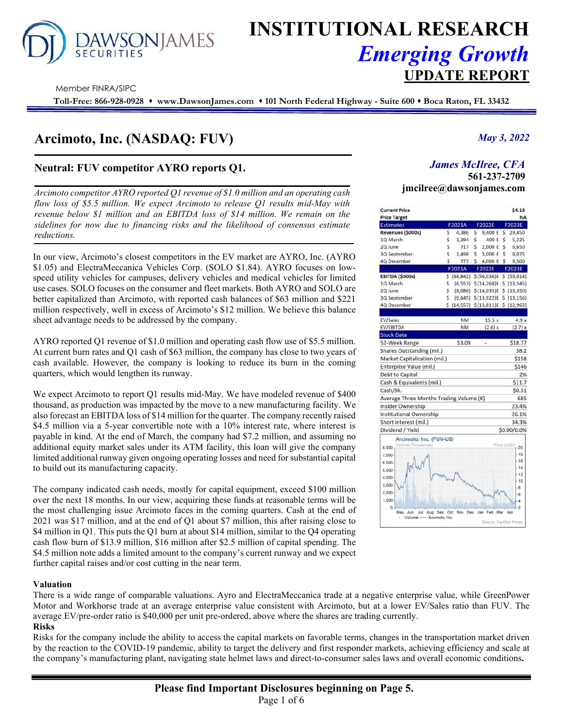# INSTITUTIONAL RESEARCH

## *Emerging Growth*

## UPDATE REPORT

Member FINRA/SIPC

**Toll-Free: 866-928-0928 • www.DawsonJames.com • 101 North Federal Highway - Suite 600 • Boca Raton, FL 33432**

# Arcimoto, Inc. (NASDAQ: FUV)

*May 3, 2022*

### Neutral: FUV competitor AYRO reports Q1.

*James McIlree, CFA*
**561-237-2709**
**jmcilree@dawsonjames.com**

*Arcimoto competitor AYRO reported Q1 revenue of $1.0 million and an operating cash flow loss of $5.5 million. We expect Arcimoto to release Q1 results mid-May with revenue below $1 million and an EBITDA loss of $14 million. We remain on the sidelines for now due to financing risks and the likelihood of consensus estimate reductions.*

| Current Price | | | $4.13 |
|---|---|---|---|
| Price Target | | | NA |
| **Estimates** | **F2021A** | **F2022E** | **F2023E** |
| **Revenues ($000s)** | $ 4,386 | $ 9,400 E | $ 29,450 |
| 1Q March | $ 1,394 | $ 400 E | $ 5,225 |
| 2Q June | $ 717 | $ 2,000 E | $ 6,650 |
| 3Q September | $ 1,498 | $ 3,000 E | $ 8,075 |
| 4Q December | $ 777 | $ 4,000 E | $ 9,500 |
| | **F2021A** | **F2022E** | **F2023E** |
| **EBITDA ($000s)** | $ (38,842) | $(56,036)E | $ (53,014) |
| 1Q March | $ (6,553) | $(14,268)E | $ (13,545) |
| 2Q June | $ (8,086) | $(14,035)E | $ (13,350) |
| 3Q September | $ (9,645) | $(13,922)E | $ (13,156) |
| 4Q December | $ (14,557) | $(13,811)E | $ (12,963) |
| EV/Sales | NM | 15.5 x | 4.9 x |
| EV/EBITDA | NM | (2.6) x | (2.7) x |

| Stock Data | | | |
|---|---|---|---|
| 52-Week Range | $3.09 | - | $18.77 |
| Shares Outstanding (mil.) | | | 38.2 |
| Market Capitalization (mil.) | | | $158 |
| Enterprise Value (mil.) | | | $146 |
| Debt to Capital | | | 2% |
| Cash & Equivalents (mil.) | | | $11.7 |
| Cash/Sh. | | | $0.31 |
| Average Three Months Trading Volume (K) | | | 685 |
| Insider Ownership | | | 23.4% |
| Institutional Ownership | | | 26.1% |
| Short interest (mil.) | | | 34.3% |
| Dividend / Yield | | | $0.00/0.0% |

Arcimoto, Inc. (FUV-US)

Source: FactSet Prices

In our view, Arcimoto's closest competitors in the EV market are AYRO, Inc. (AYRO $1.05) and ElectraMeccanica Vehicles Corp. (SOLO $1.84). AYRO focuses on low-speed utility vehicles for campuses, delivery vehicles and medical vehicles for limited use cases. SOLO focuses on the consumer and fleet markets. Both AYRO and SOLO are better capitalized than Arcimoto, with reported cash balances of $63 million and $221 million respectively, well in excess of Arcimoto's $12 million. We believe this balance sheet advantage needs to be addressed by the company.

AYRO reported Q1 revenue of $1.0 million and operating cash flow use of $5.5 million. At current burn rates and Q1 cash of $63 million, the company has close to two years of cash available. However, the company is looking to reduce its burn in the coming quarters, which would lengthen its runway.

We expect Arcimoto to report Q1 results mid-May. We have modeled revenue of $400 thousand, as production was impacted by the move to a new manufacturing facility. We also forecast an EBITDA loss of $14 million for the quarter. The company recently raised $4.5 million via a 5-year convertible note with a 10% interest rate, where interest is payable in kind. At the end of March, the company had $7.2 million, and assuming no additional equity market sales under its ATM facility, this loan will give the company limited additional runway given ongoing operating losses and need for substantial capital to build out its manufacturing capacity.

The company indicated cash needs, mostly for capital equipment, exceed $100 million over the next 18 months. In our view, acquiring these funds at reasonable terms will be the most challenging issue Arcimoto faces in the coming quarters. Cash at the end of 2021 was $17 million, and at the end of Q1 about $7 million, this after raising close to $4 million in Q1. This puts the Q1 burn at about $14 million, similar to the Q4 operating cash flow burn of $13.9 million, $16 million after $2.5 million of capital spending. The $4.5 million note adds a limited amount to the company's current runway and we expect further capital raises and/or cost cutting in the near term.

**Valuation**

There is a wide range of comparable valuations. Ayro and ElectraMeccanica trade at a negative enterprise value, while GreenPower Motor and Workhorse trade at an average enterprise value consistent with Arcimoto, but at a lower EV/Sales ratio than FUV. The average EV/pre-order ratio is $40,000 per unit pre-ordered, above where the shares are trading currently.

**Risks**

Risks for the company include the ability to access the capital markets on favorable terms, changes in the transportation market driven by the reaction to the COVID-19 pandemic, ability to target the delivery and first responder markets, achieving efficiency and scale at the company's manufacturing plant, navigating state helmet laws and direct-to-consumer sales laws and overall economic conditions**.**

**Please find Important Disclosures beginning on Page 5.**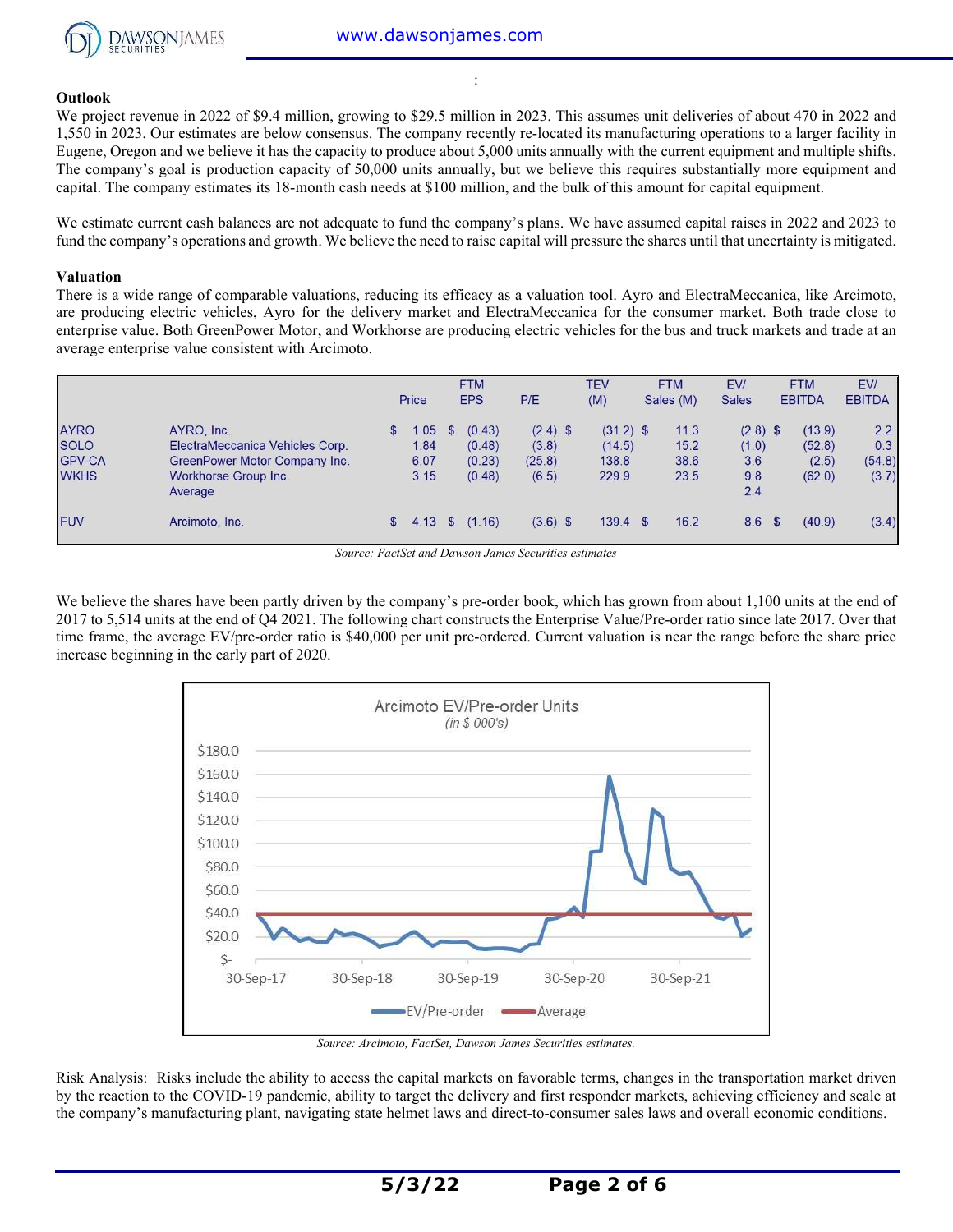### Outlook

We project revenue in 2022 of $9.4 million, growing to $29.5 million in 2023. This assumes unit deliveries of about 470 in 2022 and 1,550 in 2023. Our estimates are below consensus. The company recently re-located its manufacturing operations to a larger facility in Eugene, Oregon and we believe it has the capacity to produce about 5,000 units annually with the current equipment and multiple shifts. The company's goal is production capacity of 50,000 units annually, but we believe this requires substantially more equipment and capital. The company estimates its 18-month cash needs at $100 million, and the bulk of this amount for capital equipment.

We estimate current cash balances are not adequate to fund the company's plans. We have assumed capital raises in 2022 and 2023 to fund the company's operations and growth. We believe the need to raise capital will pressure the shares until that uncertainty is mitigated.

### Valuation

There is a wide range of comparable valuations, reducing its efficacy as a valuation tool. Ayro and ElectraMeccanica, like Arcimoto, are producing electric vehicles, Ayro for the delivery market and ElectraMeccanica for the consumer market. Both trade close to enterprise value. Both GreenPower Motor, and Workhorse are producing electric vehicles for the bus and truck markets and trade at an average enterprise value consistent with Arcimoto.

| | | Price | FTM EPS | P/E | TEV (M) | FTM Sales (M) | EV/ Sales | FTM EBITDA | EV/ EBITDA |
|---|---|---|---|---|---|---|---|---|---|
| AYRO | AYRO, Inc. | $ 1.05 | $ (0.43) | (2.4) | $ (31.2) | $ 11.3 | (2.8) | $ (13.9) | 2.2 |
| SOLO | ElectraMeccanica Vehicles Corp. | 1.84 | (0.48) | (3.8) | (14.5) | 15.2 | (1.0) | (52.8) | 0.3 |
| GPV-CA | GreenPower Motor Company Inc. | 6.07 | (0.23) | (25.8) | 138.8 | 38.6 | 3.6 | (2.5) | (54.8) |
| WKHS | Workhorse Group Inc. | 3.15 | (0.48) | (6.5) | 229.9 | 23.5 | 9.8 | (62.0) | (3.7) |
| | Average | | | | | | 2.4 | | |
| FUV | Arcimoto, Inc. | $ 4.13 | $ (1.16) | (3.6) | $ 139.4 | $ 16.2 | 8.6 | $ (40.9) | (3.4) |

*Source: FactSet and Dawson James Securities estimates*

We believe the shares have been partly driven by the company's pre-order book, which has grown from about 1,100 units at the end of 2017 to 5,514 units at the end of Q4 2021. The following chart constructs the Enterprise Value/Pre-order ratio since late 2017. Over that time frame, the average EV/pre-order ratio is $40,000 per unit pre-ordered. Current valuation is near the range before the share price increase beginning in the early part of 2020.

*Source: Arcimoto, FactSet, Dawson James Securities estimates.*

Risk Analysis: Risks include the ability to access the capital markets on favorable terms, changes in the transportation market driven by the reaction to the COVID-19 pandemic, ability to target the delivery and first responder markets, achieving efficiency and scale at the company's manufacturing plant, navigating state helmet laws and direct-to-consumer sales laws and overall economic conditions.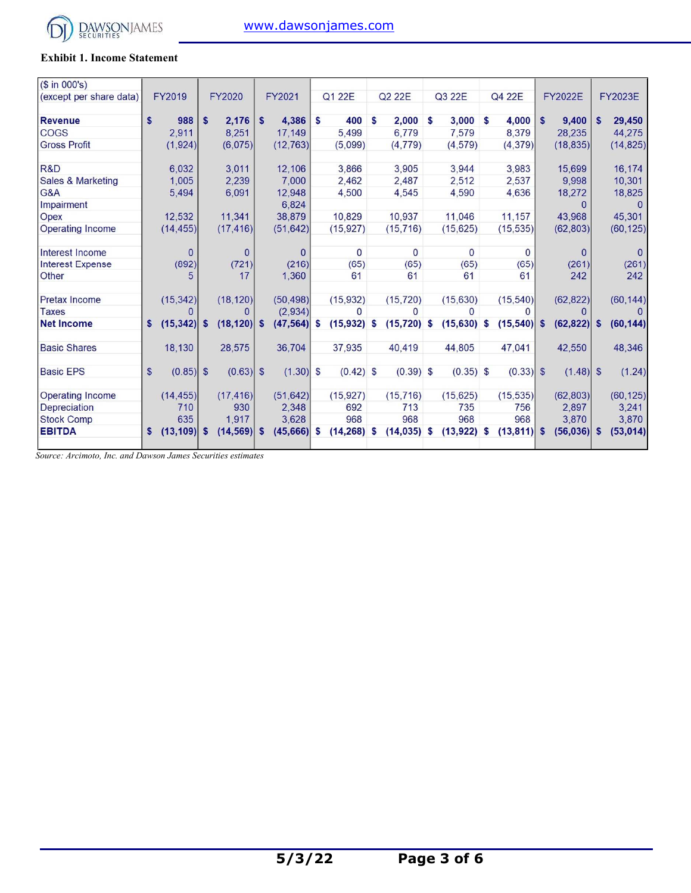### Exhibit 1. Income Statement

| ($ in 000's) (except per share data) | FY2019 | FY2020 | FY2021 | Q1 22E | Q2 22E | Q3 22E | Q4 22E | FY2022E | FY2023E |
|---|---|---|---|---|---|---|---|---|---|
| **Revenue** | **$ 988** | **$ 2,176** | **$ 4,386** | **$ 400** | **$ 2,000** | **$ 3,000** | **$ 4,000** | **$ 9,400** | **$ 29,450** |
| COGS | 2,911 | 8,251 | 17,149 | 5,499 | 6,779 | 7,579 | 8,379 | 28,235 | 44,275 |
| Gross Profit | (1,924) | (6,075) | (12,763) | (5,099) | (4,779) | (4,579) | (4,379) | (18,835) | (14,825) |
| | | | | | | | | | |
| R&D | 6,032 | 3,011 | 12,106 | 3,866 | 3,905 | 3,944 | 3,983 | 15,699 | 16,174 |
| Sales & Marketing | 1,005 | 2,239 | 7,000 | 2,462 | 2,487 | 2,512 | 2,537 | 9,998 | 10,301 |
| G&A | 5,494 | 6,091 | 12,948 | 4,500 | 4,545 | 4,590 | 4,636 | 18,272 | 18,825 |
| Impairment | | | 6,824 | | | | | 0 | 0 |
| Opex | 12,532 | 11,341 | 38,879 | 10,829 | 10,937 | 11,046 | 11,157 | 43,968 | 45,301 |
| Operating Income | (14,455) | (17,416) | (51,642) | (15,927) | (15,716) | (15,625) | (15,535) | (62,803) | (60,125) |
| | | | | | | | | | |
| Interest Income | 0 | 0 | 0 | 0 | 0 | 0 | 0 | 0 | 0 |
| Interest Expense | (692) | (721) | (216) | (65) | (65) | (65) | (65) | (261) | (261) |
| Other | 5 | 17 | 1,360 | 61 | 61 | 61 | 61 | 242 | 242 |
| | | | | | | | | | |
| Pretax Income | (15,342) | (18,120) | (50,498) | (15,932) | (15,720) | (15,630) | (15,540) | (62,822) | (60,144) |
| Taxes | 0 | 0 | (2,934) | 0 | 0 | 0 | 0 | 0 | 0 |
| **Net Income** | **$ (15,342)** | **$ (18,120)** | **$ (47,564)** | **$ (15,932)** | **$ (15,720)** | **$ (15,630)** | **$ (15,540)** | **$ (62,822)** | **$ (60,144)** |
| | | | | | | | | | |
| Basic Shares | 18,130 | 28,575 | 36,704 | 37,935 | 40,419 | 44,805 | 47,041 | 42,550 | 48,346 |
| | | | | | | | | | |
| Basic EPS | $ (0.85) | $ (0.63) | $ (1.30) | $ (0.42) | $ (0.39) | $ (0.35) | $ (0.33) | $ (1.48) | $ (1.24) |
| | | | | | | | | | |
| Operating Income | (14,455) | (17,416) | (51,642) | (15,927) | (15,716) | (15,625) | (15,535) | (62,803) | (60,125) |
| Depreciation | 710 | 930 | 2,348 | 692 | 713 | 735 | 756 | 2,897 | 3,241 |
| Stock Comp | 635 | 1,917 | 3,628 | 968 | 968 | 968 | 968 | 3,870 | 3,870 |
| **EBITDA** | **$ (13,109)** | **$ (14,569)** | **$ (45,666)** | **$ (14,268)** | **$ (14,035)** | **$ (13,922)** | **$ (13,811)** | **$ (56,036)** | **$ (53,014)** |

*Source: Arcimoto, Inc. and Dawson James Securities estimates*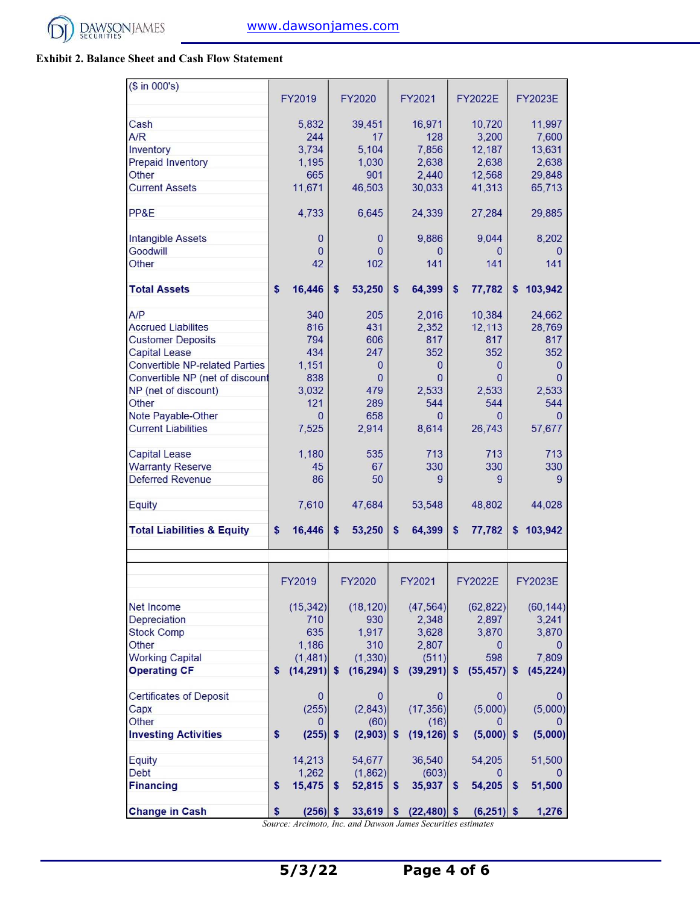**Exhibit 2. Balance Sheet and Cash Flow Statement**

| ($ in 000's) | FY2019 | FY2020 | FY2021 | FY2022E | FY2023E |
|---|---|---|---|---|---|
| Cash | 5,832 | 39,451 | 16,971 | 10,720 | 11,997 |
| A/R | 244 | 17 | 128 | 3,200 | 7,600 |
| Inventory | 3,734 | 5,104 | 7,856 | 12,187 | 13,631 |
| Prepaid Inventory | 1,195 | 1,030 | 2,638 | 2,638 | 2,638 |
| Other | 665 | 901 | 2,440 | 12,568 | 29,848 |
| Current Assets | 11,671 | 46,503 | 30,033 | 41,313 | 65,713 |
| PP&E | 4,733 | 6,645 | 24,339 | 27,284 | 29,885 |
| Intangible Assets | 0 | 0 | 9,886 | 9,044 | 8,202 |
| Goodwill | 0 | 0 | 0 | 0 | 0 |
| Other | 42 | 102 | 141 | 141 | 141 |
| **Total Assets** | **$ 16,446** | **$ 53,250** | **$ 64,399** | **$ 77,782** | **$ 103,942** |
| A/P | 340 | 205 | 2,016 | 10,384 | 24,662 |
| Accrued Liabilites | 816 | 431 | 2,352 | 12,113 | 28,769 |
| Customer Deposits | 794 | 606 | 817 | 817 | 817 |
| Capital Lease | 434 | 247 | 352 | 352 | 352 |
| Convertible NP-related Parties | 1,151 | 0 | 0 | 0 | 0 |
| Convertible NP (net of discount | 838 | 0 | 0 | 0 | 0 |
| NP (net of discount) | 3,032 | 479 | 2,533 | 2,533 | 2,533 |
| Other | 121 | 289 | 544 | 544 | 544 |
| Note Payable-Other | 0 | 658 | 0 | 0 | 0 |
| Current Liabilities | 7,525 | 2,914 | 8,614 | 26,743 | 57,677 |
| Capital Lease | 1,180 | 535 | 713 | 713 | 713 |
| Warranty Reserve | 45 | 67 | 330 | 330 | 330 |
| Deferred Revenue | 86 | 50 | 9 | 9 | 9 |
| Equity | 7,610 | 47,684 | 53,548 | 48,802 | 44,028 |
| **Total Liabilities & Equity** | **$ 16,446** | **$ 53,250** | **$ 64,399** | **$ 77,782** | **$ 103,942** |

| | FY2019 | FY2020 | FY2021 | FY2022E | FY2023E |
|---|---|---|---|---|---|
| Net Income | (15,342) | (18,120) | (47,564) | (62,822) | (60,144) |
| Depreciation | 710 | 930 | 2,348 | 2,897 | 3,241 |
| Stock Comp | 635 | 1,917 | 3,628 | 3,870 | 3,870 |
| Other | 1,186 | 310 | 2,807 | 0 | 0 |
| Working Capital | (1,481) | (1,330) | (511) | 598 | 7,809 |
| **Operating CF** | **$ (14,291)** | **$ (16,294)** | **$ (39,291)** | **$ (55,457)** | **$ (45,224)** |
| Certificates of Deposit | 0 | 0 | 0 | 0 | 0 |
| Capx | (255) | (2,843) | (17,356) | (5,000) | (5,000) |
| Other | 0 | (60) | (16) | 0 | 0 |
| **Investing Activities** | **$ (255)** | **$ (2,903)** | **$ (19,126)** | **$ (5,000)** | **$ (5,000)** |
| Equity | 14,213 | 54,677 | 36,540 | 54,205 | 51,500 |
| Debt | 1,262 | (1,862) | (603) | 0 | 0 |
| **Financing** | **$ 15,475** | **$ 52,815** | **$ 35,937** | **$ 54,205** | **$ 51,500** |
| **Change in Cash** | **$ (256)** | **$ 33,619** | **$ (22,480)** | **$ (6,251)** | **$ 1,276** |

*Source: Arcimoto, Inc. and Dawson James Securities estimates*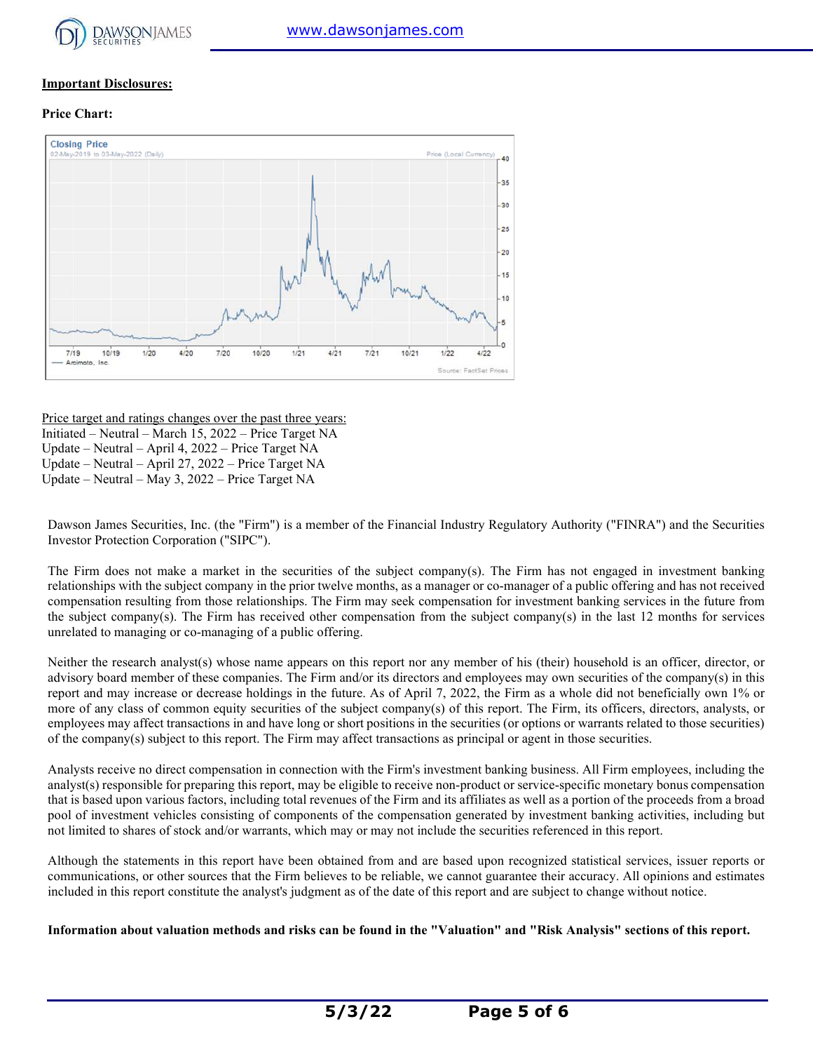**Important Disclosures:**

**Price Chart:**

Price target and ratings changes over the past three years:
Initiated – Neutral – March 15, 2022 – Price Target NA
Update – Neutral – April 4, 2022 – Price Target NA
Update – Neutral – April 27, 2022 – Price Target NA
Update – Neutral – May 3, 2022 – Price Target NA

Dawson James Securities, Inc. (the "Firm") is a member of the Financial Industry Regulatory Authority ("FINRA") and the Securities Investor Protection Corporation ("SIPC").

The Firm does not make a market in the securities of the subject company(s). The Firm has not engaged in investment banking relationships with the subject company in the prior twelve months, as a manager or co-manager of a public offering and has not received compensation resulting from those relationships. The Firm may seek compensation for investment banking services in the future from the subject company(s). The Firm has received other compensation from the subject company(s) in the last 12 months for services unrelated to managing or co-managing of a public offering.

Neither the research analyst(s) whose name appears on this report nor any member of his (their) household is an officer, director, or advisory board member of these companies. The Firm and/or its directors and employees may own securities of the company(s) in this report and may increase or decrease holdings in the future. As of April 7, 2022, the Firm as a whole did not beneficially own 1% or more of any class of common equity securities of the subject company(s) of this report. The Firm, its officers, directors, analysts, or employees may affect transactions in and have long or short positions in the securities (or options or warrants related to those securities) of the company(s) subject to this report. The Firm may affect transactions as principal or agent in those securities.

Analysts receive no direct compensation in connection with the Firm's investment banking business. All Firm employees, including the analyst(s) responsible for preparing this report, may be eligible to receive non-product or service-specific monetary bonus compensation that is based upon various factors, including total revenues of the Firm and its affiliates as well as a portion of the proceeds from a broad pool of investment vehicles consisting of components of the compensation generated by investment banking activities, including but not limited to shares of stock and/or warrants, which may or may not include the securities referenced in this report.

Although the statements in this report have been obtained from and are based upon recognized statistical services, issuer reports or communications, or other sources that the Firm believes to be reliable, we cannot guarantee their accuracy. All opinions and estimates included in this report constitute the analyst's judgment as of the date of this report and are subject to change without notice.

**Information about valuation methods and risks can be found in the "Valuation" and "Risk Analysis" sections of this report.**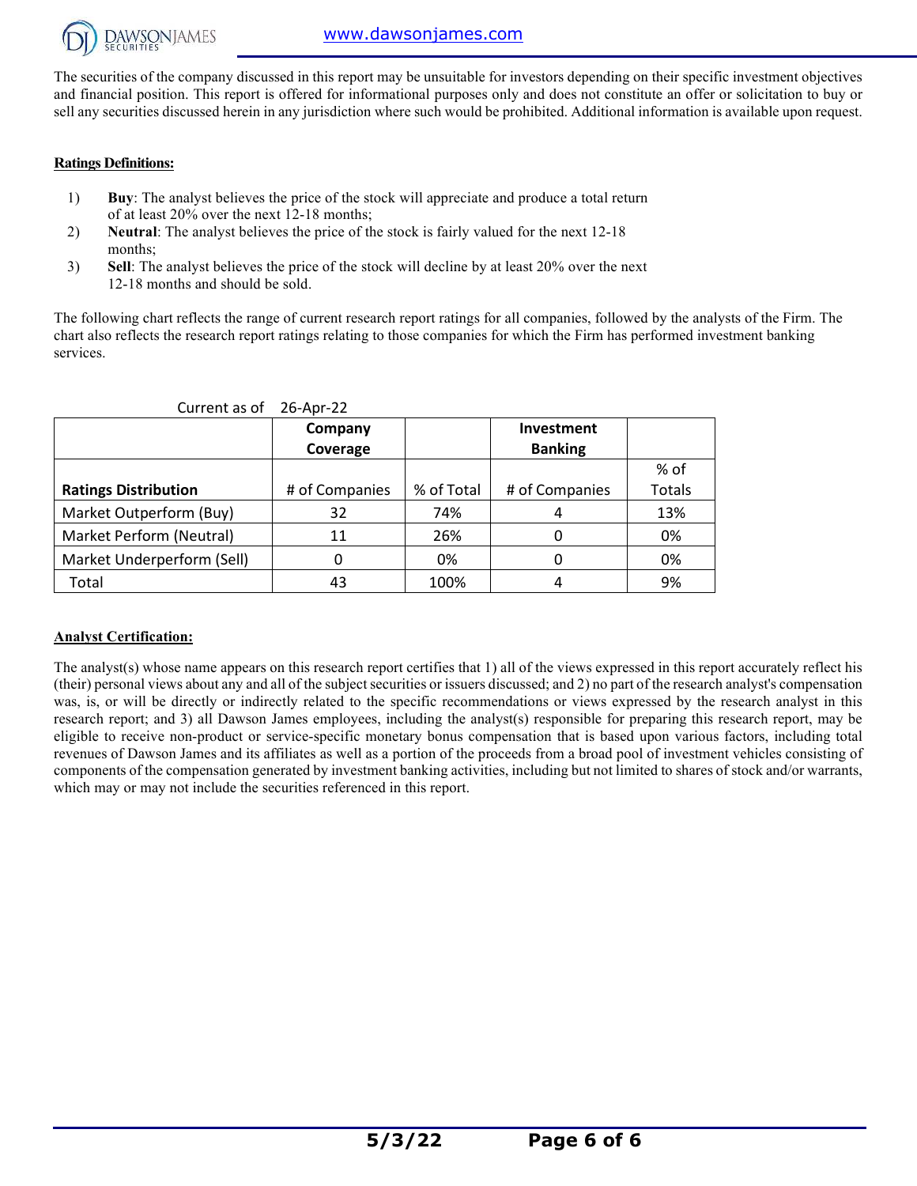The securities of the company discussed in this report may be unsuitable for investors depending on their specific investment objectives and financial position. This report is offered for informational purposes only and does not constitute an offer or solicitation to buy or sell any securities discussed herein in any jurisdiction where such would be prohibited. Additional information is available upon request.

**Ratings Definitions:**

1) **Buy**: The analyst believes the price of the stock will appreciate and produce a total return of at least 20% over the next 12-18 months;
2) **Neutral**: The analyst believes the price of the stock is fairly valued for the next 12-18 months;
3) **Sell**: The analyst believes the price of the stock will decline by at least 20% over the next 12-18 months and should be sold.

The following chart reflects the range of current research report ratings for all companies, followed by the analysts of the Firm. The chart also reflects the research report ratings relating to those companies for which the Firm has performed investment banking services.

Current as of 26-Apr-22

| | Company Coverage | | Investment Banking | |
|---|---|---|---|---|
| **Ratings Distribution** | # of Companies | % of Total | # of Companies | % of Totals |
| Market Outperform (Buy) | 32 | 74% | 4 | 13% |
| Market Perform (Neutral) | 11 | 26% | 0 | 0% |
| Market Underperform (Sell) | 0 | 0% | 0 | 0% |
| Total | 43 | 100% | 4 | 9% |

**Analyst Certification:**

The analyst(s) whose name appears on this research report certifies that 1) all of the views expressed in this report accurately reflect his (their) personal views about any and all of the subject securities or issuers discussed; and 2) no part of the research analyst's compensation was, is, or will be directly or indirectly related to the specific recommendations or views expressed by the research analyst in this research report; and 3) all Dawson James employees, including the analyst(s) responsible for preparing this research report, may be eligible to receive non-product or service-specific monetary bonus compensation that is based upon various factors, including total revenues of Dawson James and its affiliates as well as a portion of the proceeds from a broad pool of investment vehicles consisting of components of the compensation generated by investment banking activities, including but not limited to shares of stock and/or warrants, which may or may not include the securities referenced in this report.